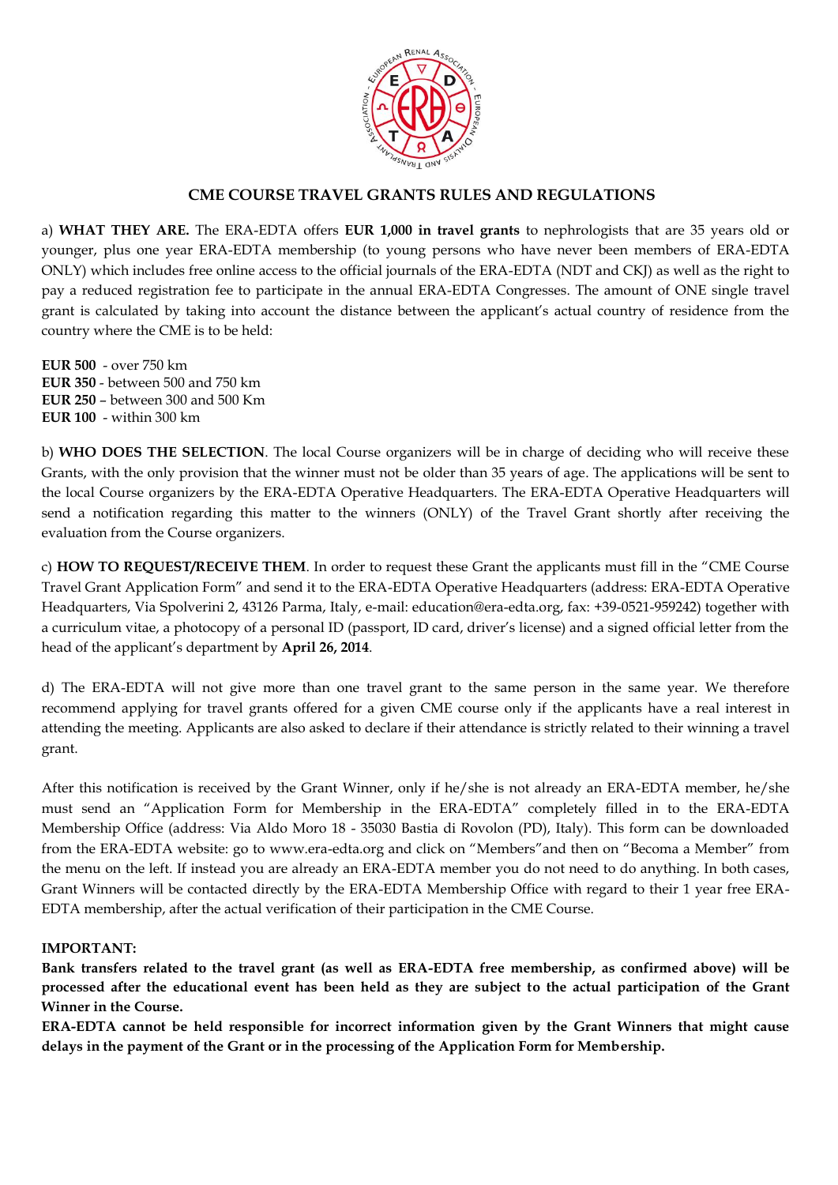## CME COURSE TRAVEL GRANTS RULES AND REGULATIONS

a) **WHAT THEY ARE.** The ERA-EDTA offers **EUR 1,000 in travel grants** to nephrologists that are 35 years old or younger, plus one year ERA-EDTA membership (to young persons who have never been members of ERA-EDTA ONLY) which includes free online access to the official journals of the ERA-EDTA (NDT and CKJ) as well as the right to pay a reduced registration fee to participate in the annual ERA-EDTA Congresses. The amount of ONE single travel grant is calculated by taking into account the distance between the applicant's actual country of residence from the country where the CME is to be held:

**EUR 500** - over 750 km
**EUR 350** - between 500 and 750 km
**EUR 250** – between 300 and 500 Km
**EUR 100** - within 300 km

b) **WHO DOES THE SELECTION**. The local Course organizers will be in charge of deciding who will receive these Grants, with the only provision that the winner must not be older than 35 years of age. The applications will be sent to the local Course organizers by the ERA-EDTA Operative Headquarters. The ERA-EDTA Operative Headquarters will send a notification regarding this matter to the winners (ONLY) of the Travel Grant shortly after receiving the evaluation from the Course organizers.

c) **HOW TO REQUEST/RECEIVE THEM**. In order to request these Grant the applicants must fill in the "CME Course Travel Grant Application Form" and send it to the ERA-EDTA Operative Headquarters (address: ERA-EDTA Operative Headquarters, Via Spolverini 2, 43126 Parma, Italy, e-mail: education@era-edta.org, fax: +39-0521-959242) together with a curriculum vitae, a photocopy of a personal ID (passport, ID card, driver's license) and a signed official letter from the head of the applicant's department by **April 26, 2014**.

d) The ERA-EDTA will not give more than one travel grant to the same person in the same year. We therefore recommend applying for travel grants offered for a given CME course only if the applicants have a real interest in attending the meeting. Applicants are also asked to declare if their attendance is strictly related to their winning a travel grant.

After this notification is received by the Grant Winner, only if he/she is not already an ERA-EDTA member, he/she must send an "Application Form for Membership in the ERA-EDTA" completely filled in to the ERA-EDTA Membership Office (address: Via Aldo Moro 18 - 35030 Bastia di Rovolon (PD), Italy). This form can be downloaded from the ERA-EDTA website: go to www.era-edta.org and click on "Members"and then on "Becoma a Member" from the menu on the left. If instead you are already an ERA-EDTA member you do not need to do anything. In both cases, Grant Winners will be contacted directly by the ERA-EDTA Membership Office with regard to their 1 year free ERA-EDTA membership, after the actual verification of their participation in the CME Course.

**IMPORTANT:**

**Bank transfers related to the travel grant (as well as ERA-EDTA free membership, as confirmed above) will be processed after the educational event has been held as they are subject to the actual participation of the Grant Winner in the Course.**

**ERA-EDTA cannot be held responsible for incorrect information given by the Grant Winners that might cause delays in the payment of the Grant or in the processing of the Application Form for Membership.**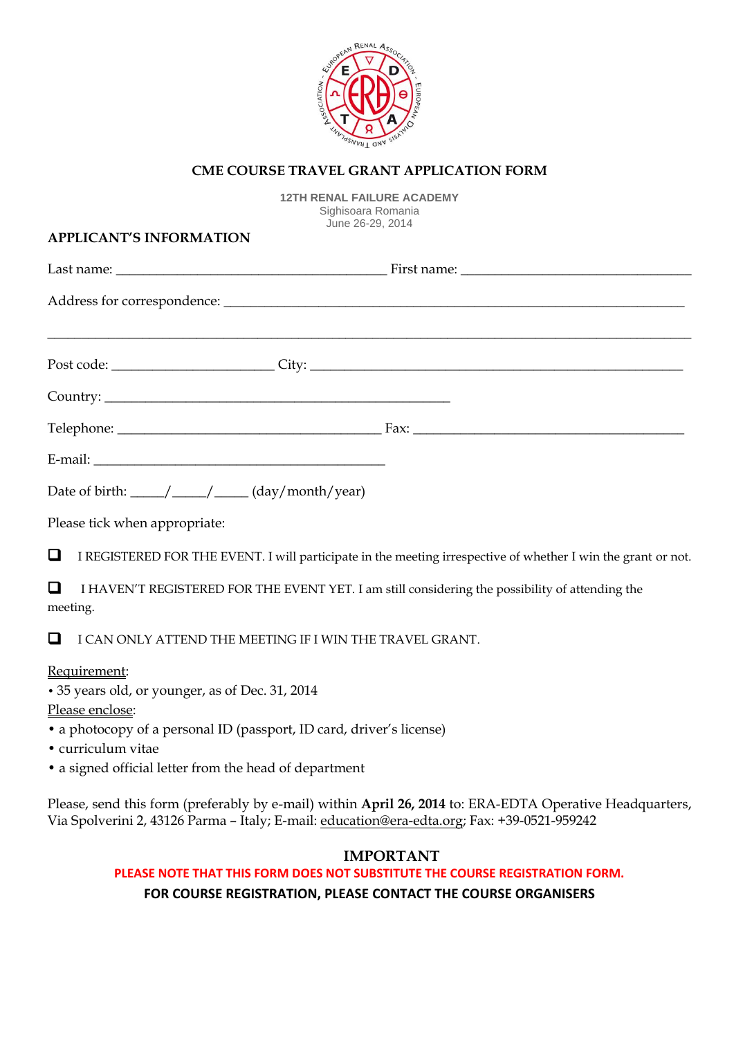# CME COURSE TRAVEL GRANT APPLICATION FORM

**12TH RENAL FAILURE ACADEMY**
Sighisoara Romania
June 26-29, 2014

## APPLICANT'S INFORMATION

Last name: ______________________________________ First name: ________________________________

Address for correspondence: _________________________________________________________________

__________________________________________________________________________________________

Post code: _______________________ City: ____________________________________________________

Country: _________________________________________________

Telephone: _____________________________________ Fax: _____________________________________

E-mail: __________________________________________

Date of birth: _____/_____/_____ (day/month/year)

Please tick when appropriate:

- ❑ I REGISTERED FOR THE EVENT. I will participate in the meeting irrespective of whether I win the grant or not.
- ❑ I HAVEN'T REGISTERED FOR THE EVENT YET. I am still considering the possibility of attending the meeting.
- ❑ I CAN ONLY ATTEND THE MEETING IF I WIN THE TRAVEL GRANT.

Requirement:

- 35 years old, or younger, as of Dec. 31, 2014

Please enclose:

- a photocopy of a personal ID (passport, ID card, driver's license)
- curriculum vitae
- a signed official letter from the head of department

Please, send this form (preferably by e-mail) within **April 26, 2014** to: ERA-EDTA Operative Headquarters, Via Spolverini 2, 43126 Parma – Italy; E-mail: education@era-edta.org; Fax: +39-0521-959242

## IMPORTANT

**PLEASE NOTE THAT THIS FORM DOES NOT SUBSTITUTE THE COURSE REGISTRATION FORM.**

**FOR COURSE REGISTRATION, PLEASE CONTACT THE COURSE ORGANISERS**